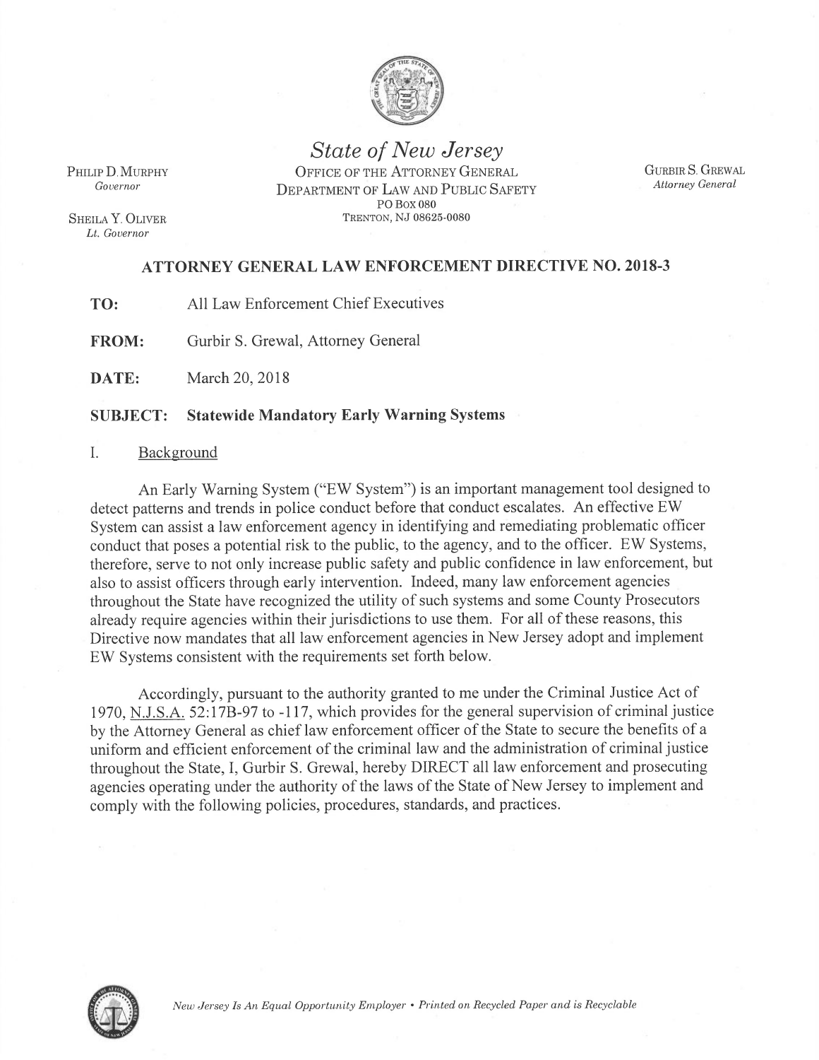# State of New Jersey

OFFICE OF THE ATTORNEY GENERAL
DEPARTMENT OF LAW AND PUBLIC SAFETY
PO BOX 080
TRENTON, NJ 08625-0080

PHILIP D. MURPHY
*Governor*

SHEILA Y. OLIVER
*Lt. Governor*

GURBIR S. GREWAL
*Attorney General*

## ATTORNEY GENERAL LAW ENFORCEMENT DIRECTIVE NO. 2018-3

**TO:** All Law Enforcement Chief Executives

**FROM:** Gurbir S. Grewal, Attorney General

**DATE:** March 20, 2018

**SUBJECT: Statewide Mandatory Early Warning Systems**

### I. Background

An Early Warning System ("EW System") is an important management tool designed to detect patterns and trends in police conduct before that conduct escalates. An effective EW System can assist a law enforcement agency in identifying and remediating problematic officer conduct that poses a potential risk to the public, to the agency, and to the officer. EW Systems, therefore, serve to not only increase public safety and public confidence in law enforcement, but also to assist officers through early intervention. Indeed, many law enforcement agencies throughout the State have recognized the utility of such systems and some County Prosecutors already require agencies within their jurisdictions to use them. For all of these reasons, this Directive now mandates that all law enforcement agencies in New Jersey adopt and implement EW Systems consistent with the requirements set forth below.

Accordingly, pursuant to the authority granted to me under the Criminal Justice Act of 1970, N.J.S.A. 52:17B-97 to -117, which provides for the general supervision of criminal justice by the Attorney General as chief law enforcement officer of the State to secure the benefits of a uniform and efficient enforcement of the criminal law and the administration of criminal justice throughout the State, I, Gurbir S. Grewal, hereby DIRECT all law enforcement and prosecuting agencies operating under the authority of the laws of the State of New Jersey to implement and comply with the following policies, procedures, standards, and practices.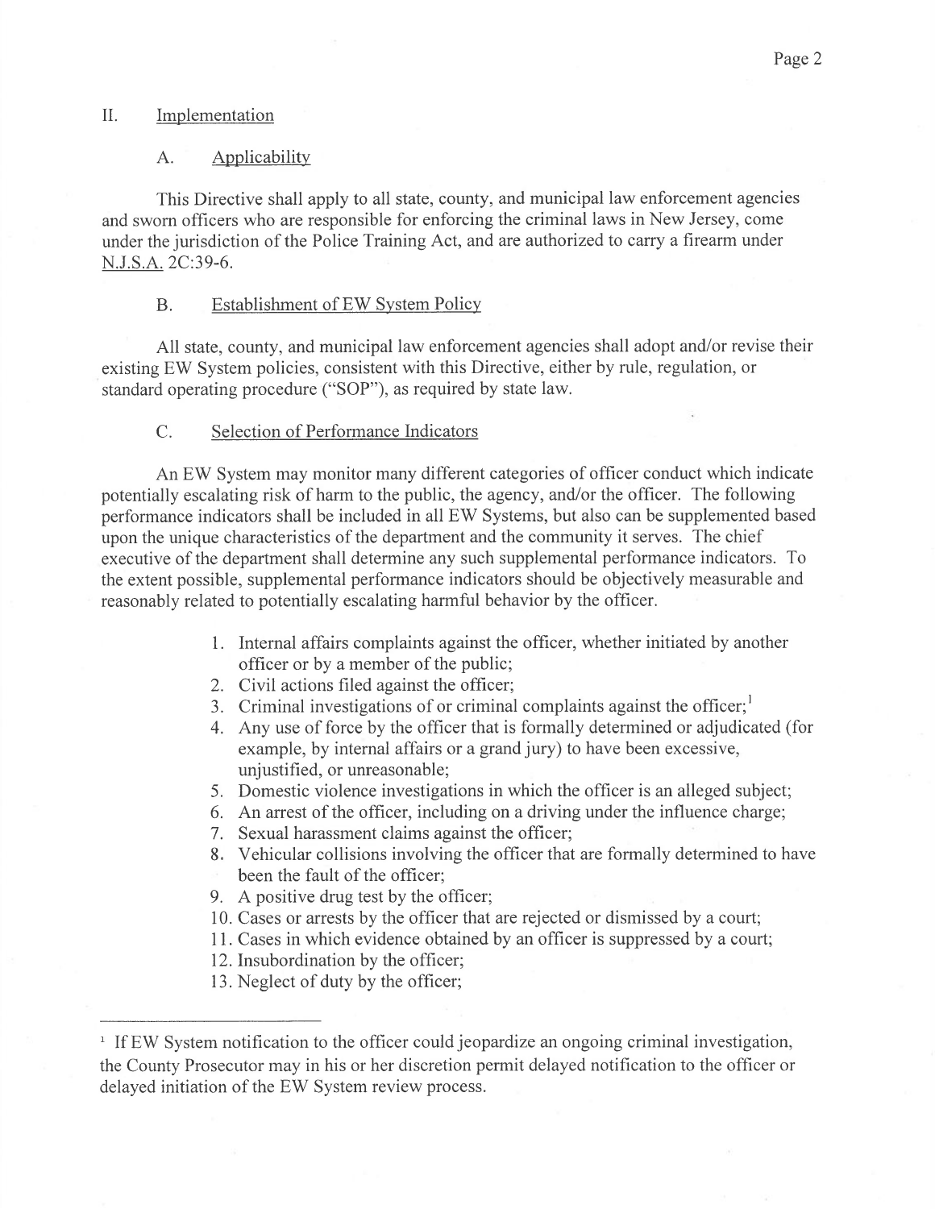## II. Implementation

### A. Applicability

This Directive shall apply to all state, county, and municipal law enforcement agencies and sworn officers who are responsible for enforcing the criminal laws in New Jersey, come under the jurisdiction of the Police Training Act, and are authorized to carry a firearm under N.J.S.A. 2C:39-6.

### B. Establishment of EW System Policy

All state, county, and municipal law enforcement agencies shall adopt and/or revise their existing EW System policies, consistent with this Directive, either by rule, regulation, or standard operating procedure ("SOP"), as required by state law.

### C. Selection of Performance Indicators

An EW System may monitor many different categories of officer conduct which indicate potentially escalating risk of harm to the public, the agency, and/or the officer. The following performance indicators shall be included in all EW Systems, but also can be supplemented based upon the unique characteristics of the department and the community it serves. The chief executive of the department shall determine any such supplemental performance indicators. To the extent possible, supplemental performance indicators should be objectively measurable and reasonably related to potentially escalating harmful behavior by the officer.

1. Internal affairs complaints against the officer, whether initiated by another officer or by a member of the public;
2. Civil actions filed against the officer;
3. Criminal investigations of or criminal complaints against the officer;[1]
4. Any use of force by the officer that is formally determined or adjudicated (for example, by internal affairs or a grand jury) to have been excessive, unjustified, or unreasonable;
5. Domestic violence investigations in which the officer is an alleged subject;
6. An arrest of the officer, including on a driving under the influence charge;
7. Sexual harassment claims against the officer;
8. Vehicular collisions involving the officer that are formally determined to have been the fault of the officer;
9. A positive drug test by the officer;
10. Cases or arrests by the officer that are rejected or dismissed by a court;
11. Cases in which evidence obtained by an officer is suppressed by a court;
12. Insubordination by the officer;
13. Neglect of duty by the officer;

---

[1] If EW System notification to the officer could jeopardize an ongoing criminal investigation, the County Prosecutor may in his or her discretion permit delayed notification to the officer or delayed initiation of the EW System review process.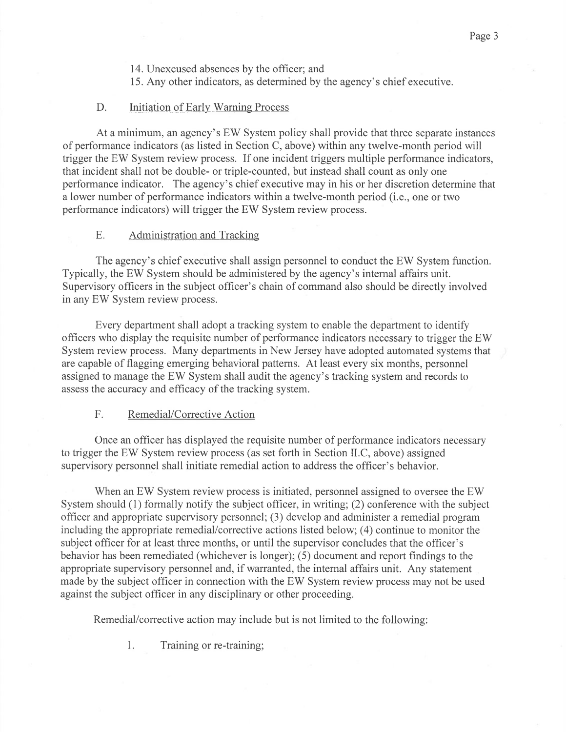14. Unexcused absences by the officer; and
15. Any other indicators, as determined by the agency's chief executive.

### D. Initiation of Early Warning Process

At a minimum, an agency's EW System policy shall provide that three separate instances of performance indicators (as listed in Section C, above) within any twelve-month period will trigger the EW System review process. If one incident triggers multiple performance indicators, that incident shall not be double- or triple-counted, but instead shall count as only one performance indicator. The agency's chief executive may in his or her discretion determine that a lower number of performance indicators within a twelve-month period (i.e., one or two performance indicators) will trigger the EW System review process.

### E. Administration and Tracking

The agency's chief executive shall assign personnel to conduct the EW System function. Typically, the EW System should be administered by the agency's internal affairs unit. Supervisory officers in the subject officer's chain of command also should be directly involved in any EW System review process.

Every department shall adopt a tracking system to enable the department to identify officers who display the requisite number of performance indicators necessary to trigger the EW System review process. Many departments in New Jersey have adopted automated systems that are capable of flagging emerging behavioral patterns. At least every six months, personnel assigned to manage the EW System shall audit the agency's tracking system and records to assess the accuracy and efficacy of the tracking system.

### F. Remedial/Corrective Action

Once an officer has displayed the requisite number of performance indicators necessary to trigger the EW System review process (as set forth in Section II.C, above) assigned supervisory personnel shall initiate remedial action to address the officer's behavior.

When an EW System review process is initiated, personnel assigned to oversee the EW System should (1) formally notify the subject officer, in writing; (2) conference with the subject officer and appropriate supervisory personnel; (3) develop and administer a remedial program including the appropriate remedial/corrective actions listed below; (4) continue to monitor the subject officer for at least three months, or until the supervisor concludes that the officer's behavior has been remediated (whichever is longer); (5) document and report findings to the appropriate supervisory personnel and, if warranted, the internal affairs unit. Any statement made by the subject officer in connection with the EW System review process may not be used against the subject officer in any disciplinary or other proceeding.

Remedial/corrective action may include but is not limited to the following:

1. Training or re-training;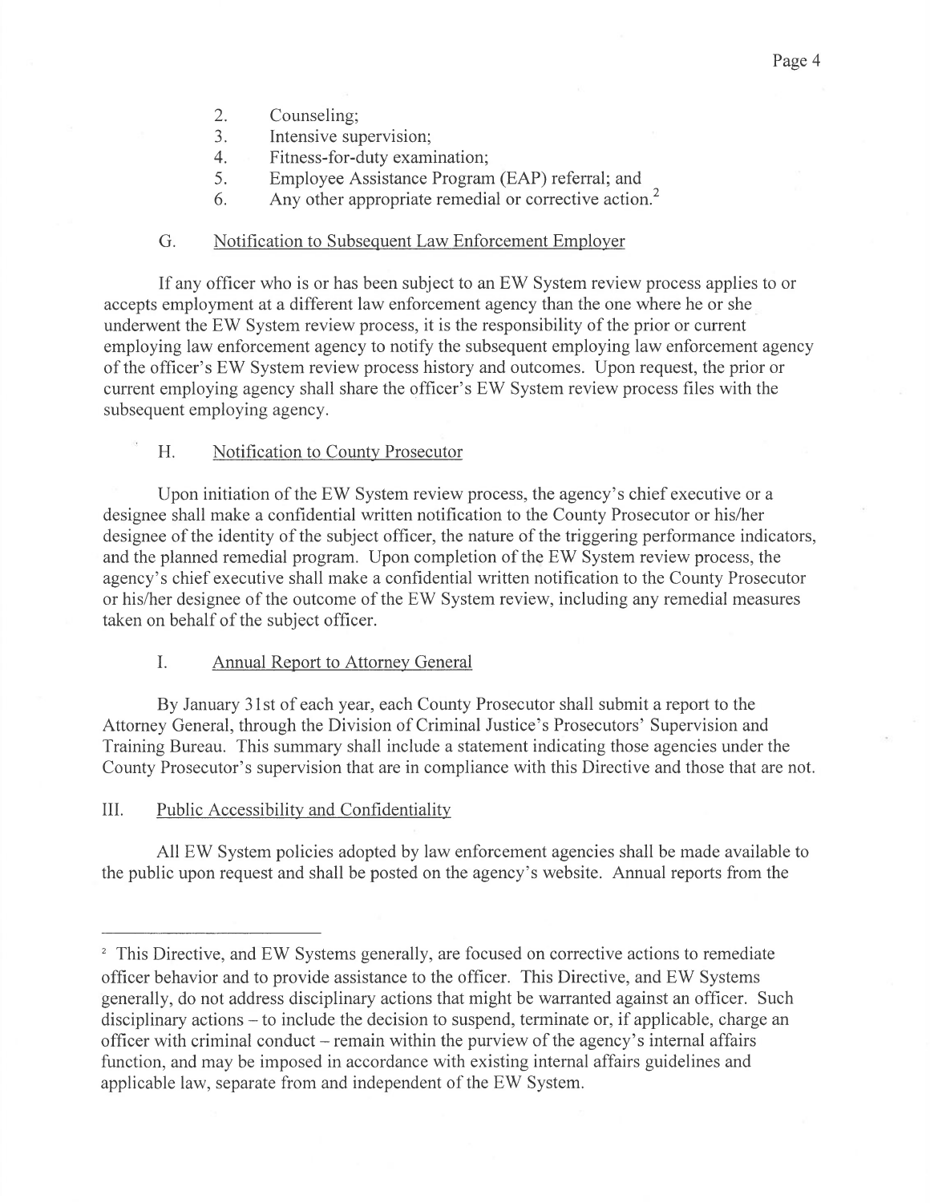2. Counseling;
3. Intensive supervision;
4. Fitness-for-duty examination;
5. Employee Assistance Program (EAP) referral; and
6. Any other appropriate remedial or corrective action.[2]

G. Notification to Subsequent Law Enforcement Employer

If any officer who is or has been subject to an EW System review process applies to or accepts employment at a different law enforcement agency than the one where he or she underwent the EW System review process, it is the responsibility of the prior or current employing law enforcement agency to notify the subsequent employing law enforcement agency of the officer's EW System review process history and outcomes. Upon request, the prior or current employing agency shall share the officer's EW System review process files with the subsequent employing agency.

H. Notification to County Prosecutor

Upon initiation of the EW System review process, the agency's chief executive or a designee shall make a confidential written notification to the County Prosecutor or his/her designee of the identity of the subject officer, the nature of the triggering performance indicators, and the planned remedial program. Upon completion of the EW System review process, the agency's chief executive shall make a confidential written notification to the County Prosecutor or his/her designee of the outcome of the EW System review, including any remedial measures taken on behalf of the subject officer.

I. Annual Report to Attorney General

By January 31st of each year, each County Prosecutor shall submit a report to the Attorney General, through the Division of Criminal Justice's Prosecutors' Supervision and Training Bureau. This summary shall include a statement indicating those agencies under the County Prosecutor's supervision that are in compliance with this Directive and those that are not.

## III. Public Accessibility and Confidentiality

All EW System policies adopted by law enforcement agencies shall be made available to the public upon request and shall be posted on the agency's website. Annual reports from the

---

[2] This Directive, and EW Systems generally, are focused on corrective actions to remediate officer behavior and to provide assistance to the officer. This Directive, and EW Systems generally, do not address disciplinary actions that might be warranted against an officer. Such disciplinary actions – to include the decision to suspend, terminate or, if applicable, charge an officer with criminal conduct – remain within the purview of the agency's internal affairs function, and may be imposed in accordance with existing internal affairs guidelines and applicable law, separate from and independent of the EW System.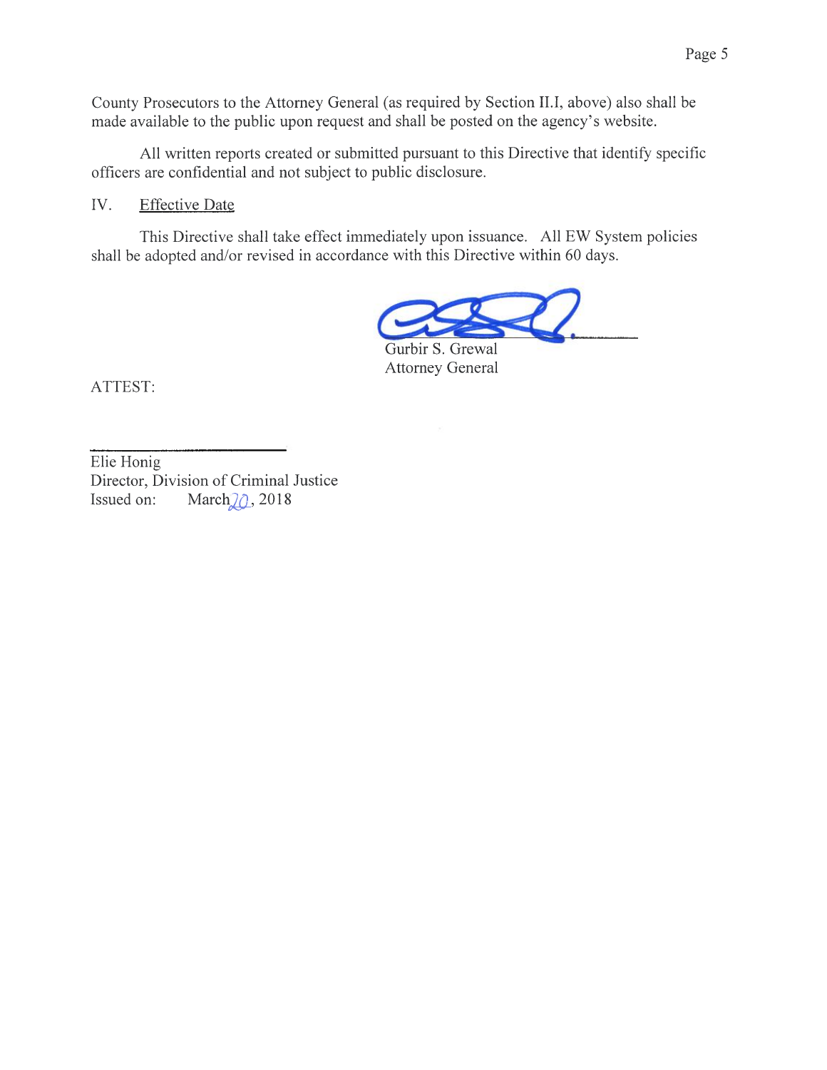County Prosecutors to the Attorney General (as required by Section II.I, above) also shall be made available to the public upon request and shall be posted on the agency's website.

All written reports created or submitted pursuant to this Directive that identify specific officers are confidential and not subject to public disclosure.

## IV. Effective Date

This Directive shall take effect immediately upon issuance. All EW System policies shall be adopted and/or revised in accordance with this Directive within 60 days.

Gurbir S. Grewal
Attorney General

ATTEST:

Elie Honig
Director, Division of Criminal Justice
Issued on: March 20, 2018